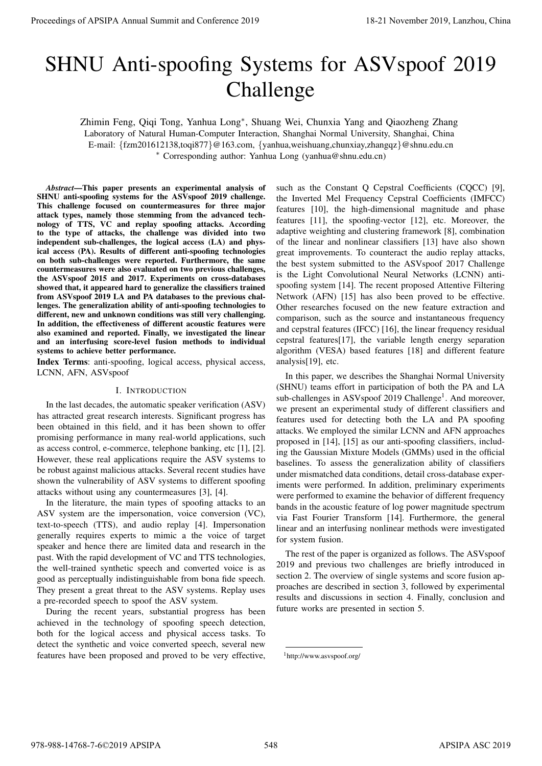# SHNU Anti-spoofing Systems for ASVspoof 2019 Challenge

Zhimin Feng, Qiqi Tong, Yanhua Long*, Shuang Wei, Chunxia Yang and Qiaozheng Zhang
Laboratory of Natural Human-Computer Interaction, Shanghai Normal University, Shanghai, China
E-mail: {fzm201612138,toqi877}@163.com, {yanhua,weishuang,chunxiay,zhangqz}@shnu.edu.cn
* Corresponding author: Yanhua Long (yanhua@shnu.edu.cn)

***Abstract*—This paper presents an experimental analysis of SHNU anti-spoofing systems for the ASVspoof 2019 challenge. This challenge focused on countermeasures for three major attack types, namely those stemming from the advanced technology of TTS, VC and replay spoofing attacks. According to the type of attacks, the challenge was divided into two independent sub-challenges, the logical access (LA) and physical access (PA). Results of different anti-spoofing technologies on both sub-challenges were reported. Furthermore, the same countermeasures were also evaluated on two previous challenges, the ASVspoof 2015 and 2017. Experiments on cross-databases showed that, it appeared hard to generalize the classifiers trained from ASVspoof 2019 LA and PA databases to the previous challenges. The generalization ability of anti-spoofing technologies to different, new and unknown conditions was still very challenging. In addition, the effectiveness of different acoustic features were also examined and reported. Finally, we investigated the linear and an interfusing score-level fusion methods to individual systems to achieve better performance.**

**Index Terms**: anti-spoofing, logical access, physical access, LCNN, AFN, ASVspoof

## I. Introduction

In the last decades, the automatic speaker verification (ASV) has attracted great research interests. Significant progress has been obtained in this field, and it has been shown to offer promising performance in many real-world applications, such as access control, e-commerce, telephone banking, etc [1], [2]. However, these real applications require the ASV systems to be robust against malicious attacks. Several recent studies have shown the vulnerability of ASV systems to different spoofing attacks without using any countermeasures [3], [4].

In the literature, the main types of spoofing attacks to an ASV system are the impersonation, voice conversion (VC), text-to-speech (TTS), and audio replay [4]. Impersonation generally requires experts to mimic a the voice of target speaker and hence there are limited data and research in the past. With the rapid development of VC and TTS technologies, the well-trained synthetic speech and converted voice is as good as perceptually indistinguishable from bona fide speech. They present a great threat to the ASV systems. Replay uses a pre-recorded speech to spoof the ASV system.

During the recent years, substantial progress has been achieved in the technology of spoofing speech detection, both for the logical access and physical access tasks. To detect the synthetic and voice converted speech, several new features have been proposed and proved to be very effective, such as the Constant Q Cepstral Coefficients (CQCC) [9], the Inverted Mel Frequency Cepstral Coefficients (IMFCC) features [10], the high-dimensional magnitude and phase features [11], the spoofing-vector [12], etc. Moreover, the adaptive weighting and clustering framework [8], combination of the linear and nonlinear classifiers [13] have also shown great improvements. To counteract the audio replay attacks, the best system submitted to the ASVspoof 2017 Challenge is the Light Convolutional Neural Networks (LCNN) anti-spoofing system [14]. The recent proposed Attentive Filtering Network (AFN) [15] has also been proved to be effective. Other researches focused on the new feature extraction and comparison, such as the source and instantaneous frequency and cepstral features (IFCC) [16], the linear frequency residual cepstral features[17], the variable length energy separation algorithm (VESA) based features [18] and different feature analysis[19], etc.

In this paper, we describes the Shanghai Normal University (SHNU) teams effort in participation of both the PA and LA sub-challenges in ASVspoof 2019 Challenge[1]. And moreover, we present an experimental study of different classifiers and features used for detecting both the LA and PA spoofing attacks. We employed the similar LCNN and AFN approaches proposed in [14], [15] as our anti-spoofing classifiers, including the Gaussian Mixture Models (GMMs) used in the official baselines. To assess the generalization ability of classifiers under mismatched data conditions, detail cross-database experiments were performed. In addition, preliminary experiments were performed to examine the behavior of different frequency bands in the acoustic feature of log power magnitude spectrum via Fast Fourier Transform [14]. Furthermore, the general linear and an interfusing nonlinear methods were investigated for system fusion.

The rest of the paper is organized as follows. The ASVspoof 2019 and previous two challenges are briefly introduced in section 2. The overview of single systems and score fusion approaches are described in section 3, followed by experimental results and discussions in section 4. Finally, conclusion and future works are presented in section 5.

[1] http://www.asvspoof.org/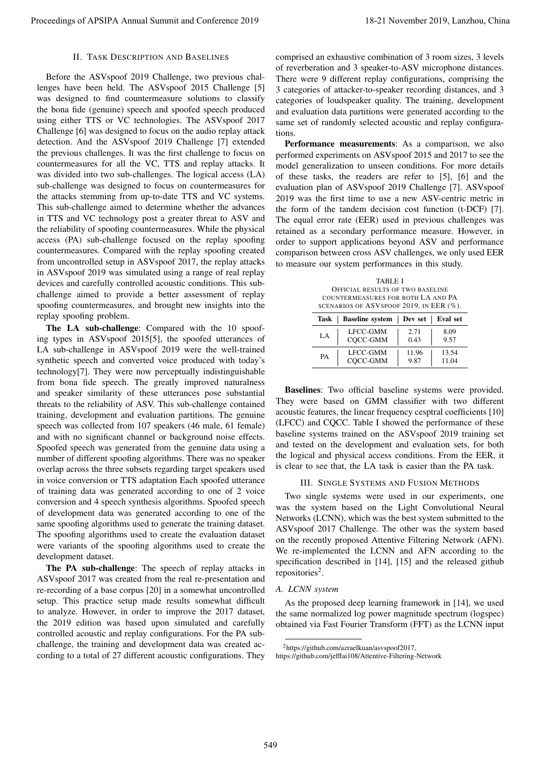## II. Task Description and Baselines

Before the ASVspoof 2019 Challenge, two previous challenges have been held. The ASVspoof 2015 Challenge [5] was designed to find countermeasure solutions to classify the bona fide (genuine) speech and spoofed speech produced using either TTS or VC technologies. The ASVspoof 2017 Challenge [6] was designed to focus on the audio replay attack detection. And the ASVspoof 2019 Challenge [7] extended the previous challenges. It was the first challenge to focus on countermeasures for all the VC, TTS and replay attacks. It was divided into two sub-challenges. The logical access (LA) sub-challenge was designed to focus on countermeasures for the attacks stemming from up-to-date TTS and VC systems. This sub-challenge aimed to determine whether the advances in TTS and VC technology post a greater threat to ASV and the reliability of spoofing countermeasures. While the physical access (PA) sub-challenge focused on the replay spoofing countermeasures. Compared with the replay spoofing created from uncontrolled setup in ASVspoof 2017, the replay attacks in ASVspoof 2019 was simulated using a range of real replay devices and carefully controlled acoustic conditions. This sub-challenge aimed to provide a better assessment of replay spoofing countermeasures, and brought new insights into the replay spoofing problem.

**The LA sub-challenge**: Compared with the 10 spoofing types in ASVspoof 2015[5], the spoofed utterances of LA sub-challenge in ASVspoof 2019 were the well-trained synthetic speech and converted voice produced with today's technology[7]. They were now perceptually indistinguishable from bona fide speech. The greatly improved naturalness and speaker similarity of these utterances pose substantial threats to the reliability of ASV. This sub-challenge contained training, development and evaluation partitions. The genuine speech was collected from 107 speakers (46 male, 61 female) and with no significant channel or background noise effects. Spoofed speech was generated from the genuine data using a number of different spoofing algorithms. There was no speaker overlap across the three subsets regarding target speakers used in voice conversion or TTS adaptation Each spoofed utterance of training data was generated according to one of 2 voice conversion and 4 speech synthesis algorithms. Spoofed speech of development data was generated according to one of the same spoofing algorithms used to generate the training dataset. The spoofing algorithms used to create the evaluation dataset were variants of the spoofing algorithms used to create the development dataset.

**The PA sub-challenge**: The speech of replay attacks in ASVspoof 2017 was created from the real re-presentation and re-recording of a base corpus [20] in a somewhat uncontrolled setup. This practice setup made results somewhat difficult to analyze. However, in order to improve the 2017 dataset, the 2019 edition was based upon simulated and carefully controlled acoustic and replay configurations. For the PA sub-challenge, the training and development data was created according to a total of 27 different acoustic configurations. They comprised an exhaustive combination of 3 room sizes, 3 levels of reverberation and 3 speaker-to-ASV microphone distances. There were 9 different replay configurations, comprising the 3 categories of attacker-to-speaker recording distances, and 3 categories of loudspeaker quality. The training, development and evaluation data partitions were generated according to the same set of randomly selected acoustic and replay configurations.

**Performance measurements**: As a comparison, we also performed experiments on ASVspoof 2015 and 2017 to see the model generalization to unseen conditions. For more details of these tasks, the readers are refer to [5], [6] and the evaluation plan of ASVspoof 2019 Challenge [7]. ASVspoof 2019 was the first time to use a new ASV-centric metric in the form of the tandem decision cost function (t-DCF) [7]. The equal error rate (EER) used in previous challenges was retained as a secondary performance measure. However, in order to support applications beyond ASV and performance comparison between cross ASV challenges, we only used EER to measure our system performances in this study.

TABLE I
Official results of two baseline countermeasures for both LA and PA scenarios of ASVspoof 2019, in EER (%).

| Task | Baseline system | Dev set | Eval set |
|---|---|---|---|
| LA | LFCC-GMM | 2.71 | 8.09 |
| | CQCC-GMM | 0.43 | 9.57 |
| PA | LFCC-GMM | 11.96 | 13.54 |
| | CQCC-GMM | 9.87 | 11.04 |

**Baselines**: Two official baseline systems were provided. They were based on GMM classifier with two different acoustic features, the linear frequency cesptral coefficients [10] (LFCC) and CQCC. Table I showed the performance of these baseline systems trained on the ASVspoof 2019 training set and tested on the development and evaluation sets, for both the logical and physical access conditions. From the EER, it is clear to see that, the LA task is easier than the PA task.

## III. Single Systems and Fusion Methods

Two single systems were used in our experiments, one was the system based on the Light Convolutional Neural Networks (LCNN), which was the best system submitted to the ASVspoof 2017 Challenge. The other was the system based on the recently proposed Attentive Filtering Network (AFN). We re-implemented the LCNN and AFN according to the specification described in [14], [15] and the released github repositories[2].

### A. LCNN system

As the proposed deep learning framework in [14], we used the same normalized log power magnitude spectrum (logspec) obtained via Fast Fourier Transform (FFT) as the LCNN input

[2] https://github.com/azraelkuan/asvspoof2017, https://github.com/jefflai108/Attentive-Filtering-Network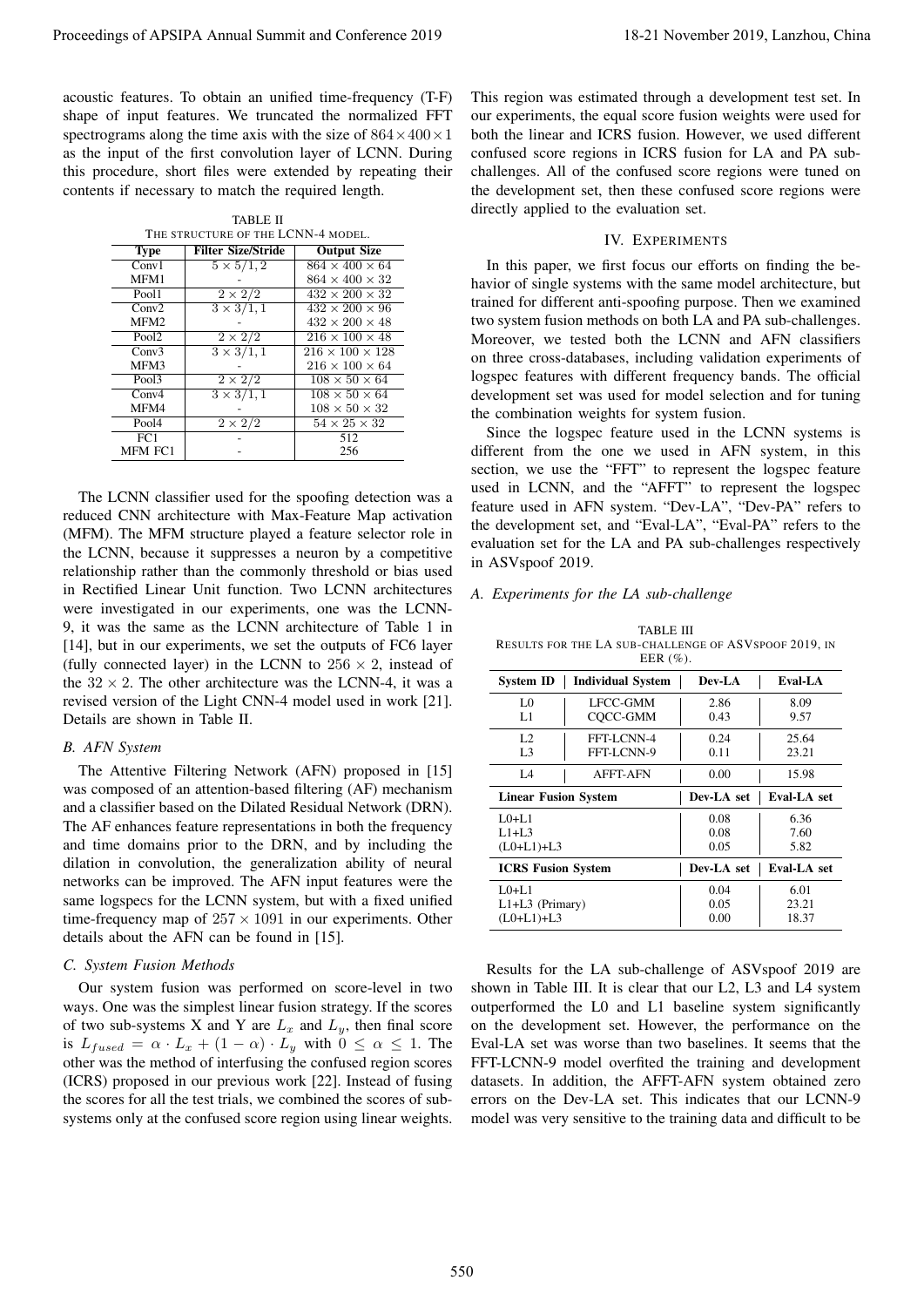acoustic features. To obtain an unified time-frequency (T-F) shape of input features. We truncated the normalized FFT spectrograms along the time axis with the size of $864 \times 400 \times 1$ as the input of the first convolution layer of LCNN. During this procedure, short files were extended by repeating their contents if necessary to match the required length.

TABLE II
THE STRUCTURE OF THE LCNN-4 MODEL.

| Type | Filter Size/Stride | Output Size |
|---|---|---|
| Conv1 | $5 \times 5/1, 2$ | $864 \times 400 \times 64$ |
| MFM1 | - | $864 \times 400 \times 32$ |
| Pool1 | $2 \times 2/2$ | $432 \times 200 \times 32$ |
| Conv2 | $3 \times 3/1, 1$ | $432 \times 200 \times 96$ |
| MFM2 | - | $432 \times 200 \times 48$ |
| Pool2 | $2 \times 2/2$ | $216 \times 100 \times 48$ |
| Conv3 | $3 \times 3/1, 1$ | $216 \times 100 \times 128$ |
| MFM3 | - | $216 \times 100 \times 64$ |
| Pool3 | $2 \times 2/2$ | $108 \times 50 \times 64$ |
| Conv4 | $3 \times 3/1, 1$ | $108 \times 50 \times 64$ |
| MFM4 | - | $108 \times 50 \times 32$ |
| Pool4 | $2 \times 2/2$ | $54 \times 25 \times 32$ |
| FC1 | - | 512 |
| MFM FC1 | - | 256 |

The LCNN classifier used for the spoofing detection was a reduced CNN architecture with Max-Feature Map activation (MFM). The MFM structure played a feature selector role in the LCNN, because it suppresses a neuron by a competitive relationship rather than the commonly threshold or bias used in Rectified Linear Unit function. Two LCNN architectures were investigated in our experiments, one was the LCNN-9, it was the same as the LCNN architecture of Table 1 in [14], but in our experiments, we set the outputs of FC6 layer (fully connected layer) in the LCNN to $256 \times 2$, instead of the $32 \times 2$. The other architecture was the LCNN-4, it was a revised version of the Light CNN-4 model used in work [21]. Details are shown in Table II.

### B. AFN System

The Attentive Filtering Network (AFN) proposed in [15] was composed of an attention-based filtering (AF) mechanism and a classifier based on the Dilated Residual Network (DRN). The AF enhances feature representations in both the frequency and time domains prior to the DRN, and by including the dilation in convolution, the generalization ability of neural networks can be improved. The AFN input features were the same logspecs for the LCNN system, but with a fixed unified time-frequency map of $257 \times 1091$ in our experiments. Other details about the AFN can be found in [15].

### C. System Fusion Methods

Our system fusion was performed on score-level in two ways. One was the simplest linear fusion strategy. If the scores of two sub-systems X and Y are $L_x$ and $L_y$, then final score is $L_{fused} = \alpha \cdot L_x + (1 - \alpha) \cdot L_y$ with $0 \leq \alpha \leq 1$. The other was the method of interfusing the confused region scores (ICRS) proposed in our previous work [22]. Instead of fusing the scores for all the test trials, we combined the scores of sub-systems only at the confused score region using linear weights. This region was estimated through a development test set. In our experiments, the equal score fusion weights were used for both the linear and ICRS fusion. However, we used different confused score regions in ICRS fusion for LA and PA sub-challenges. All of the confused score regions were tuned on the development set, then these confused score regions were directly applied to the evaluation set.

## IV. EXPERIMENTS

In this paper, we first focus our efforts on finding the behavior of single systems with the same model architecture, but trained for different anti-spoofing purpose. Then we examined two system fusion methods on both LA and PA sub-challenges. Moreover, we tested both the LCNN and AFN classifiers on three cross-databases, including validation experiments of logspec features with different frequency bands. The official development set was used for model selection and for tuning the combination weights for system fusion.

Since the logspec feature used in the LCNN systems is different from the one we used in AFN system, in this section, we use the "FFT" to represent the logspec feature used in LCNN, and the "AFFT" to represent the logspec feature used in AFN system. "Dev-LA", "Dev-PA" refers to the development set, and "Eval-LA", "Eval-PA" refers to the evaluation set for the LA and PA sub-challenges respectively in ASVspoof 2019.

### A. Experiments for the LA sub-challenge

TABLE III
RESULTS FOR THE LA SUB-CHALLENGE OF ASVSPOOF 2019, IN EER (%).

| System ID | Individual System | Dev-LA | Eval-LA |
|---|---|---|---|
| L0 | LFCC-GMM | 2.86 | 8.09 |
| L1 | CQCC-GMM | 0.43 | 9.57 |
| L2 | FFT-LCNN-4 | 0.24 | 25.64 |
| L3 | FFT-LCNN-9 | 0.11 | 23.21 |
| L4 | AFFT-AFN | 0.00 | 15.98 |
| **Linear Fusion System** | | **Dev-LA set** | **Eval-LA set** |
| L0+L1 | | 0.08 | 6.36 |
| L1+L3 | | 0.08 | 7.60 |
| (L0+L1)+L3 | | 0.05 | 5.82 |
| **ICRS Fusion System** | | **Dev-LA set** | **Eval-LA set** |
| L0+L1 | | 0.04 | 6.01 |
| L1+L3 (Primary) | | 0.05 | 23.21 |
| (L0+L1)+L3 | | 0.00 | 18.37 |

Results for the LA sub-challenge of ASVspoof 2019 are shown in Table III. It is clear that our L2, L3 and L4 system outperformed the L0 and L1 baseline system significantly on the development set. However, the performance on the Eval-LA set was worse than two baselines. It seems that the FFT-LCNN-9 model overfited the training and development datasets. In addition, the AFFT-AFN system obtained zero errors on the Dev-LA set. This indicates that our LCNN-9 model was very sensitive to the training data and difficult to be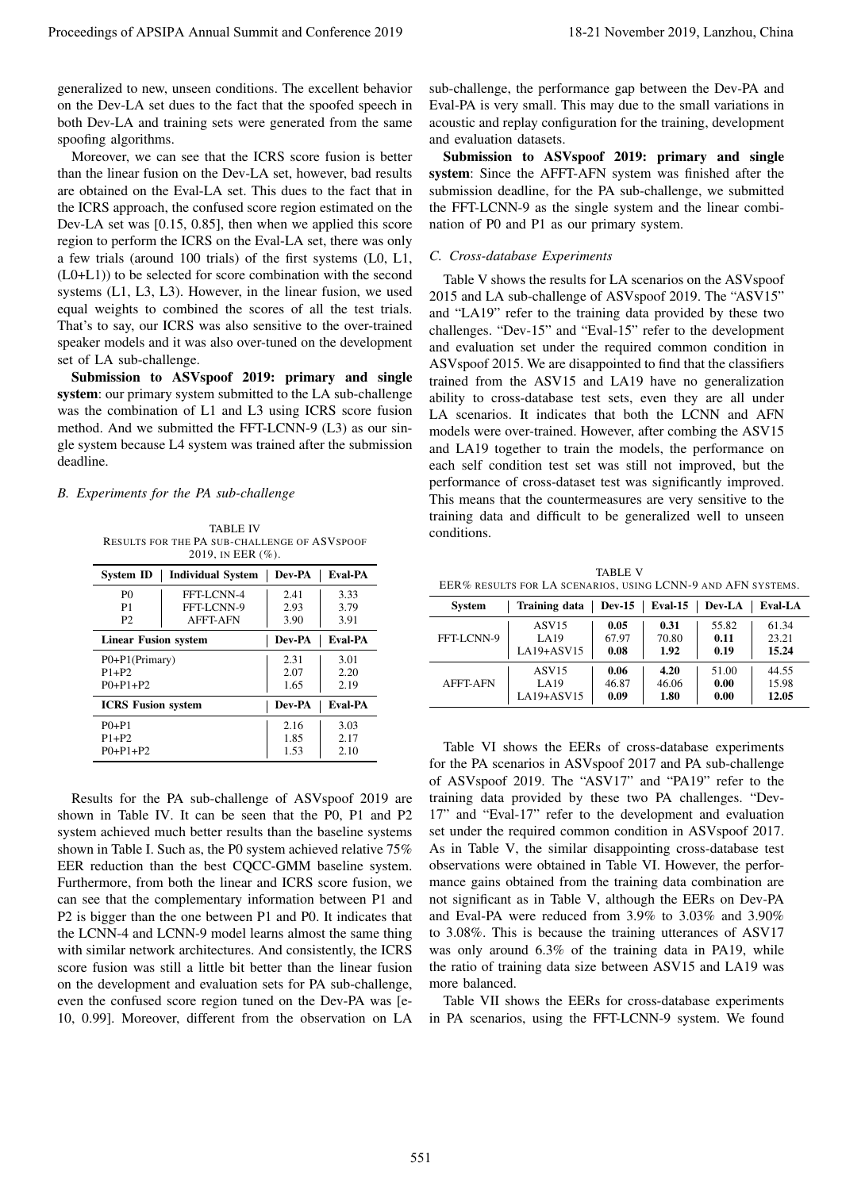generalized to new, unseen conditions. The excellent behavior on the Dev-LA set dues to the fact that the spoofed speech in both Dev-LA and training sets were generated from the same spoofing algorithms.

Moreover, we can see that the ICRS score fusion is better than the linear fusion on the Dev-LA set, however, bad results are obtained on the Eval-LA set. This dues to the fact that in the ICRS approach, the confused score region estimated on the Dev-LA set was [0.15, 0.85], then when we applied this score region to perform the ICRS on the Eval-LA set, there was only a few trials (around 100 trials) of the first systems (L0, L1, (L0+L1)) to be selected for score combination with the second systems (L1, L3, L3). However, in the linear fusion, we used equal weights to combined the scores of all the test trials. That's to say, our ICRS was also sensitive to the over-trained speaker models and it was also over-tuned on the development set of LA sub-challenge.

**Submission to ASVspoof 2019: primary and single system**: our primary system submitted to the LA sub-challenge was the combination of L1 and L3 using ICRS score fusion method. And we submitted the FFT-LCNN-9 (L3) as our single system because L4 system was trained after the submission deadline.

### *B. Experiments for the PA sub-challenge*

TABLE IV
RESULTS FOR THE PA SUB-CHALLENGE OF ASVSPOOF 2019, IN EER (%).

| System ID | Individual System | Dev-PA | Eval-PA |
|---|---|---|---|
| P0 | FFT-LCNN-4 | 2.41 | 3.33 |
| P1 | FFT-LCNN-9 | 2.93 | 3.79 |
| P2 | AFFT-AFN | 3.90 | 3.91 |
| **Linear Fusion system** | | **Dev-PA** | **Eval-PA** |
| P0+P1(Primary) | | 2.31 | 3.01 |
| P1+P2 | | 2.07 | 2.20 |
| P0+P1+P2 | | 1.65 | 2.19 |
| **ICRS Fusion system** | | **Dev-PA** | **Eval-PA** |
| P0+P1 | | 2.16 | 3.03 |
| P1+P2 | | 1.85 | 2.17 |
| P0+P1+P2 | | 1.53 | 2.10 |

Results for the PA sub-challenge of ASVspoof 2019 are shown in Table IV. It can be seen that the P0, P1 and P2 system achieved much better results than the baseline systems shown in Table I. Such as, the P0 system achieved relative 75% EER reduction than the best CQCC-GMM baseline system. Furthermore, from both the linear and ICRS score fusion, we can see that the complementary information between P1 and P2 is bigger than the one between P1 and P0. It indicates that the LCNN-4 and LCNN-9 model learns almost the same thing with similar network architectures. And consistently, the ICRS score fusion was still a little bit better than the linear fusion on the development and evaluation sets for PA sub-challenge, even the confused score region tuned on the Dev-PA was [e-10, 0.99]. Moreover, different from the observation on LA sub-challenge, the performance gap between the Dev-PA and Eval-PA is very small. This may due to the small variations in acoustic and replay configuration for the training, development and evaluation datasets.

**Submission to ASVspoof 2019: primary and single system**: Since the AFFT-AFN system was finished after the submission deadline, for the PA sub-challenge, we submitted the FFT-LCNN-9 as the single system and the linear combination of P0 and P1 as our primary system.

### *C. Cross-database Experiments*

Table V shows the results for LA scenarios on the ASVspoof 2015 and LA sub-challenge of ASVspoof 2019. The "ASV15" and "LA19" refer to the training data provided by these two challenges. "Dev-15" and "Eval-15" refer to the development and evaluation set under the required common condition in ASVspoof 2015. We are disappointed to find that the classifiers trained from the ASV15 and LA19 have no generalization ability to cross-database test sets, even they are all under LA scenarios. It indicates that both the LCNN and AFN models were over-trained. However, after combing the ASV15 and LA19 together to train the models, the performance on each self condition test set was still not improved, but the performance of cross-dataset test was significantly improved. This means that the countermeasures are very sensitive to the training data and difficult to be generalized well to unseen conditions.

TABLE V
EER% RESULTS FOR LA SCENARIOS, USING LCNN-9 AND AFN SYSTEMS.

| System | Training data | Dev-15 | Eval-15 | Dev-LA | Eval-LA |
|---|---|---|---|---|---|
| FFT-LCNN-9 | ASV15 | **0.05** | **0.31** | 55.82 | 61.34 |
| | LA19 | 67.97 | 70.80 | **0.11** | 23.21 |
| | LA19+ASV15 | **0.08** | **1.92** | **0.19** | **15.24** |
| AFFT-AFN | ASV15 | **0.06** | **4.20** | 51.00 | 44.55 |
| | LA19 | 46.87 | 46.06 | **0.00** | 15.98 |
| | LA19+ASV15 | **0.09** | **1.80** | **0.00** | **12.05** |

Table VI shows the EERs of cross-database experiments for the PA scenarios in ASVspoof 2017 and PA sub-challenge of ASVspoof 2019. The "ASV17" and "PA19" refer to the training data provided by these two PA challenges. "Dev-17" and "Eval-17" refer to the development and evaluation set under the required common condition in ASVspoof 2017. As in Table V, the similar disappointing cross-database test observations were obtained in Table VI. However, the performance gains obtained from the training data combination are not significant as in Table V, although the EERs on Dev-PA and Eval-PA were reduced from 3.9% to 3.03% and 3.90% to 3.08%. This is because the training utterances of ASV17 was only around 6.3% of the training data in PA19, while the ratio of training data size between ASV15 and LA19 was more balanced.

Table VII shows the EERs for cross-database experiments in PA scenarios, using the FFT-LCNN-9 system. We found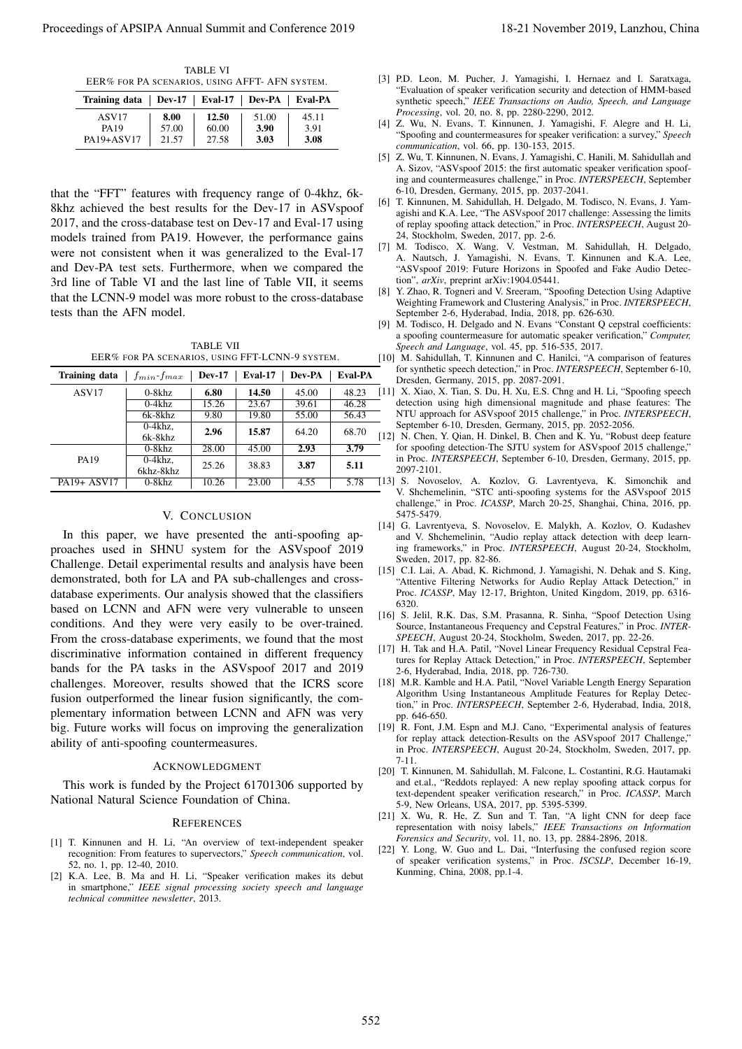TABLE VI
EER% FOR PA SCENARIOS, USING AFFT- AFN SYSTEM.

| Training data | Dev-17 | Eval-17 | Dev-PA | Eval-PA |
|---|---|---|---|---|
| ASV17 | **8.00** | **12.50** | 51.00 | 45.11 |
| PA19 | 57.00 | 60.00 | **3.90** | 3.91 |
| PA19+ASV17 | 21.57 | 27.58 | **3.03** | **3.08** |

that the "FFT" features with frequency range of 0-4khz, 6k-8khz achieved the best results for the Dev-17 in ASVspoof 2017, and the cross-database test on Dev-17 and Eval-17 using models trained from PA19. However, the performance gains were not consistent when it was generalized to the Eval-17 and Dev-PA test sets. Furthermore, when we compared the 3rd line of Table VI and the last line of Table VII, it seems that the LCNN-9 model was more robust to the cross-database tests than the AFN model.

TABLE VII
EER% FOR PA SCENARIOS, USING FFT-LCNN-9 SYSTEM.

| Training data | $f_{min}$-$f_{max}$ | Dev-17 | Eval-17 | Dev-PA | Eval-PA |
|---|---|---|---|---|---|
| ASV17 | 0-8khz | **6.80** | **14.50** | 45.00 | 48.23 |
| | 0-4khz | 15.26 | 23.67 | 39.61 | 46.28 |
| | 6k-8khz | 9.80 | 19.80 | 55.00 | 56.43 |
| | 0-4khz, 6k-8khz | **2.96** | **15.87** | 64.20 | 68.70 |
| PA19 | 0-8khz | 28.00 | 45.00 | **2.93** | **3.79** |
| | 0-4khz, 6khz-8khz | 25.26 | 38.83 | **3.87** | **5.11** |
| PA19+ ASV17 | 0-8khz | 10.26 | 23.00 | 4.55 | 5.78 |

## V. Conclusion

In this paper, we have presented the anti-spoofing approaches used in SHNU system for the ASVspoof 2019 Challenge. Detail experimental results and analysis have been demonstrated, both for LA and PA sub-challenges and cross-database experiments. Our analysis showed that the classifiers based on LCNN and AFN were very vulnerable to unseen conditions. And they were very easily to be over-trained. From the cross-database experiments, we found that the most discriminative information contained in different frequency bands for the PA tasks in the ASVspoof 2017 and 2019 challenges. Moreover, results showed that the ICRS score fusion outperformed the linear fusion significantly, the complementary information between LCNN and AFN was very big. Future works will focus on improving the generalization ability of anti-spoofing countermeasures.

## Acknowledgment

This work is funded by the Project 61701306 supported by National Natural Science Foundation of China.

## References

[1] T. Kinnunen and H. Li, "An overview of text-independent speaker recognition: From features to supervectors," *Speech communication*, vol. 52, no. 1, pp. 12-40, 2010.

[2] K.A. Lee, B. Ma and H. Li, "Speaker verification makes its debut in smartphone," *IEEE signal processing society speech and language technical committee newsletter*, 2013.

[3] P.D. Leon, M. Pucher, J. Yamagishi, I. Hernaez and I. Saratxaga, "Evaluation of speaker verification security and detection of HMM-based synthetic speech," *IEEE Transactions on Audio, Speech, and Language Processing*, vol. 20, no. 8, pp. 2280-2290, 2012.

[4] Z. Wu, N. Evans, T. Kinnunen, J. Yamagishi, F. Alegre and H. Li, "Spoofing and countermeasures for speaker verification: a survey," *Speech communication*, vol. 66, pp. 130-153, 2015.

[5] Z. Wu, T. Kinnunen, N. Evans, J. Yamagishi, C. Hanili, M. Sahidullah and A. Sizov, "ASVspoof 2015: the first automatic speaker verification spoofing and countermeasures challenge," in Proc. *INTERSPEECH*, September 6-10, Dresden, Germany, 2015, pp. 2037-2041.

[6] T. Kinnunen, M. Sahidullah, H. Delgado, M. Todisco, N. Evans, J. Yamagishi and K.A. Lee, "The ASVspoof 2017 challenge: Assessing the limits of replay spoofing attack detection," in Proc. *INTERSPEECH*, August 20-24, Stockholm, Sweden, 2017, pp. 2-6.

[7] M. Todisco, X. Wang, V. Vestman, M. Sahidullah, H. Delgado, A. Nautsch, J. Yamagishi, N. Evans, T. Kinnunen and K.A. Lee, "ASVspoof 2019: Future Horizons in Spoofed and Fake Audio Detection", *arXiv*, preprint arXiv:1904.05441.

[8] Y. Zhao, R. Togneri and V. Sreeram, "Spoofing Detection Using Adaptive Weighting Framework and Clustering Analysis," in Proc. *INTERSPEECH*, September 2-6, Hyderabad, India, 2018, pp. 626-630.

[9] M. Todisco, H. Delgado and N. Evans "Constant Q cepstral coefficients: a spoofing countermeasure for automatic speaker verification," *Computer, Speech and Language*, vol. 45, pp. 516-535, 2017.

[10] M. Sahidullah, T. Kinnunen and C. Hanilci, "A comparison of features for synthetic speech detection," in Proc. *INTERSPEECH*, September 6-10, Dresden, Germany, 2015, pp. 2087-2091.

[11] X. Xiao, X. Tian, S. Du, H. Xu, E.S. Chng and H. Li, "Spoofing speech detection using high dimensional magnitude and phase features: The NTU approach for ASVspoof 2015 challenge," in Proc. *INTERSPEECH*, September 6-10, Dresden, Germany, 2015, pp. 2052-2056.

[12] N. Chen, Y. Qian, H. Dinkel, B. Chen and K. Yu, "Robust deep feature for spoofing detection-The SJTU system for ASVspoof 2015 challenge," in Proc. *INTERSPEECH*, September 6-10, Dresden, Germany, 2015, pp. 2097-2101.

[13] S. Novoselov, A. Kozlov, G. Lavrentyeva, K. Simonchik and V. Shchemelinin, "STC anti-spoofing systems for the ASVspoof 2015 challenge," in Proc. *ICASSP*, March 20-25, Shanghai, China, 2016, pp. 5475-5479.

[14] G. Lavrentyeva, S. Novoselov, E. Malykh, A. Kozlov, O. Kudashev and V. Shchemelinin, "Audio replay attack detection with deep learning frameworks," in Proc. *INTERSPEECH*, August 20-24, Stockholm, Sweden, 2017, pp. 82-86.

[15] C.I. Lai, A. Abad, K. Richmond, J. Yamagishi, N. Dehak and S. King, "Attentive Filtering Networks for Audio Replay Attack Detection," in Proc. *ICASSP*, May 12-17, Brighton, United Kingdom, 2019, pp. 6316-6320.

[16] S. Jelil, R.K. Das, S.M. Prasanna, R. Sinha, "Spoof Detection Using Source, Instantaneous Frequency and Cepstral Features," in Proc. *INTERSPEECH*, August 20-24, Stockholm, Sweden, 2017, pp. 22-26.

[17] H. Tak and H.A. Patil, "Novel Linear Frequency Residual Cepstral Features for Replay Attack Detection," in Proc. *INTERSPEECH*, September 2-6, Hyderabad, India, 2018, pp. 726-730.

[18] M.R. Kamble and H.A. Patil, "Novel Variable Length Energy Separation Algorithm Using Instantaneous Amplitude Features for Replay Detection," in Proc. *INTERSPEECH*, September 2-6, Hyderabad, India, 2018, pp. 646-650.

[19] R. Font, J.M. Espn and M.J. Cano, "Experimental analysis of features for replay attack detection-Results on the ASVspoof 2017 Challenge," in Proc. *INTERSPEECH*, August 20-24, Stockholm, Sweden, 2017, pp. 7-11.

[20] T. Kinnunen, M. Sahidullah, M. Falcone, L. Costantini, R.G. Hautamaki and et.al., "Reddots replayed: A new replay spoofing attack corpus for text-dependent speaker verification research," in Proc. *ICASSP*, March 5-9, New Orleans, USA, 2017, pp. 5395-5399.

[21] X. Wu, R. He, Z. Sun and T. Tan, "A light CNN for deep face representation with noisy labels," *IEEE Transactions on Information Forensics and Security*, vol. 11, no. 13, pp. 2884-2896, 2018.

[22] Y. Long, W. Guo and L. Dai, "Interfusing the confused region score of speaker verification systems," in Proc. *ISCSLP*, December 16-19, Kunming, China, 2008, pp.1-4.